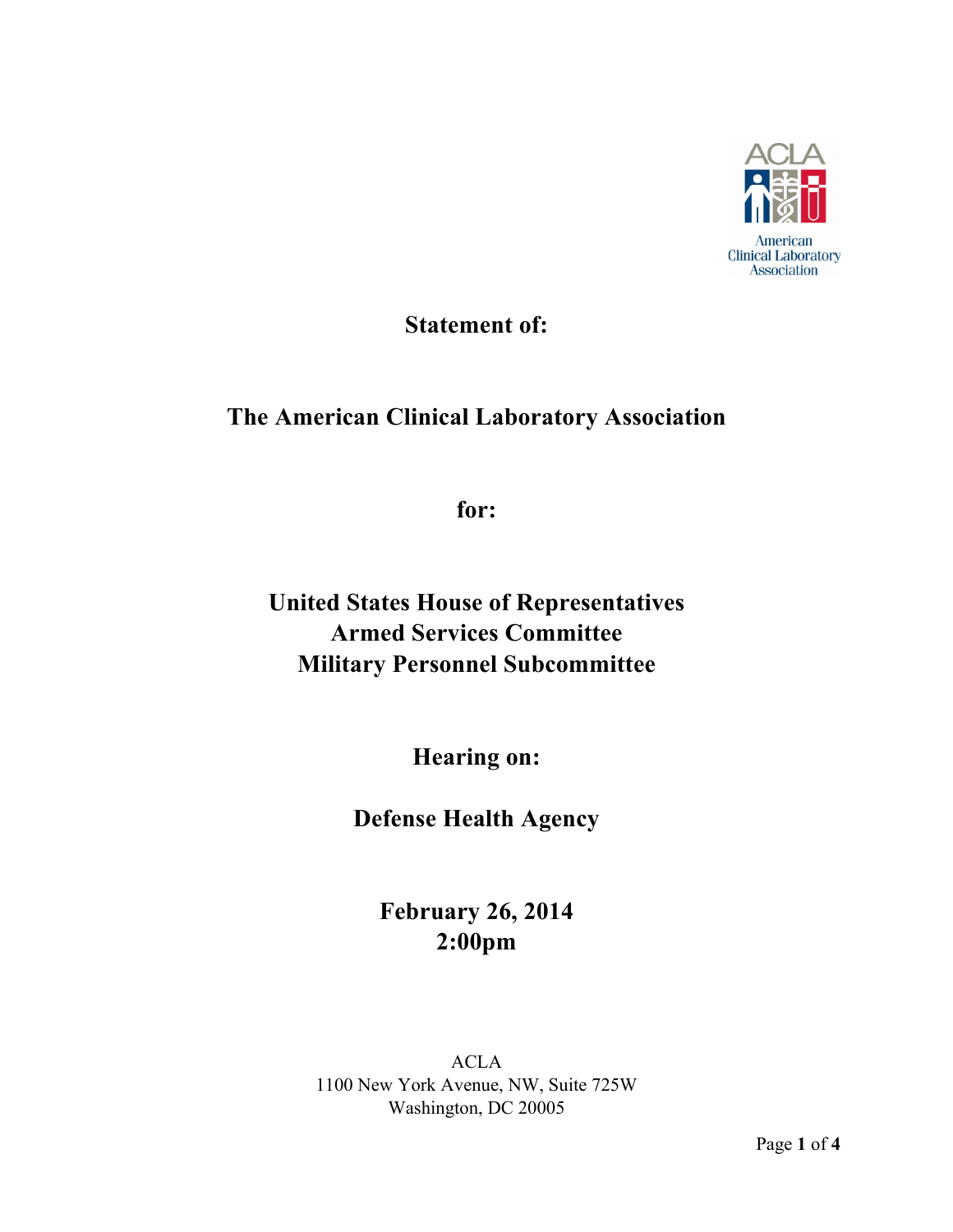ACLA

American Clinical Laboratory Association

**Statement of:**

**The American Clinical Laboratory Association**

**for:**

**United States House of Representatives**
**Armed Services Committee**
**Military Personnel Subcommittee**

**Hearing on:**

**Defense Health Agency**

**February 26, 2014**
**2:00pm**

ACLA
1100 New York Avenue, NW, Suite 725W
Washington, DC 20005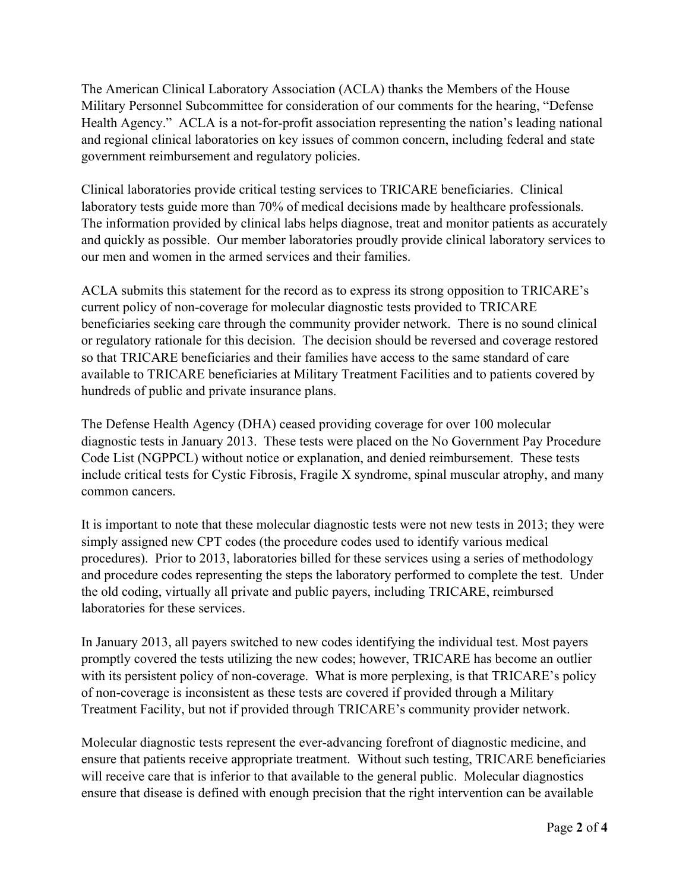The American Clinical Laboratory Association (ACLA) thanks the Members of the House Military Personnel Subcommittee for consideration of our comments for the hearing, "Defense Health Agency." ACLA is a not-for-profit association representing the nation's leading national and regional clinical laboratories on key issues of common concern, including federal and state government reimbursement and regulatory policies.

Clinical laboratories provide critical testing services to TRICARE beneficiaries. Clinical laboratory tests guide more than 70% of medical decisions made by healthcare professionals. The information provided by clinical labs helps diagnose, treat and monitor patients as accurately and quickly as possible. Our member laboratories proudly provide clinical laboratory services to our men and women in the armed services and their families.

ACLA submits this statement for the record as to express its strong opposition to TRICARE's current policy of non-coverage for molecular diagnostic tests provided to TRICARE beneficiaries seeking care through the community provider network. There is no sound clinical or regulatory rationale for this decision. The decision should be reversed and coverage restored so that TRICARE beneficiaries and their families have access to the same standard of care available to TRICARE beneficiaries at Military Treatment Facilities and to patients covered by hundreds of public and private insurance plans.

The Defense Health Agency (DHA) ceased providing coverage for over 100 molecular diagnostic tests in January 2013. These tests were placed on the No Government Pay Procedure Code List (NGPPCL) without notice or explanation, and denied reimbursement. These tests include critical tests for Cystic Fibrosis, Fragile X syndrome, spinal muscular atrophy, and many common cancers.

It is important to note that these molecular diagnostic tests were not new tests in 2013; they were simply assigned new CPT codes (the procedure codes used to identify various medical procedures). Prior to 2013, laboratories billed for these services using a series of methodology and procedure codes representing the steps the laboratory performed to complete the test. Under the old coding, virtually all private and public payers, including TRICARE, reimbursed laboratories for these services.

In January 2013, all payers switched to new codes identifying the individual test. Most payers promptly covered the tests utilizing the new codes; however, TRICARE has become an outlier with its persistent policy of non-coverage. What is more perplexing, is that TRICARE's policy of non-coverage is inconsistent as these tests are covered if provided through a Military Treatment Facility, but not if provided through TRICARE's community provider network.

Molecular diagnostic tests represent the ever-advancing forefront of diagnostic medicine, and ensure that patients receive appropriate treatment. Without such testing, TRICARE beneficiaries will receive care that is inferior to that available to the general public. Molecular diagnostics ensure that disease is defined with enough precision that the right intervention can be available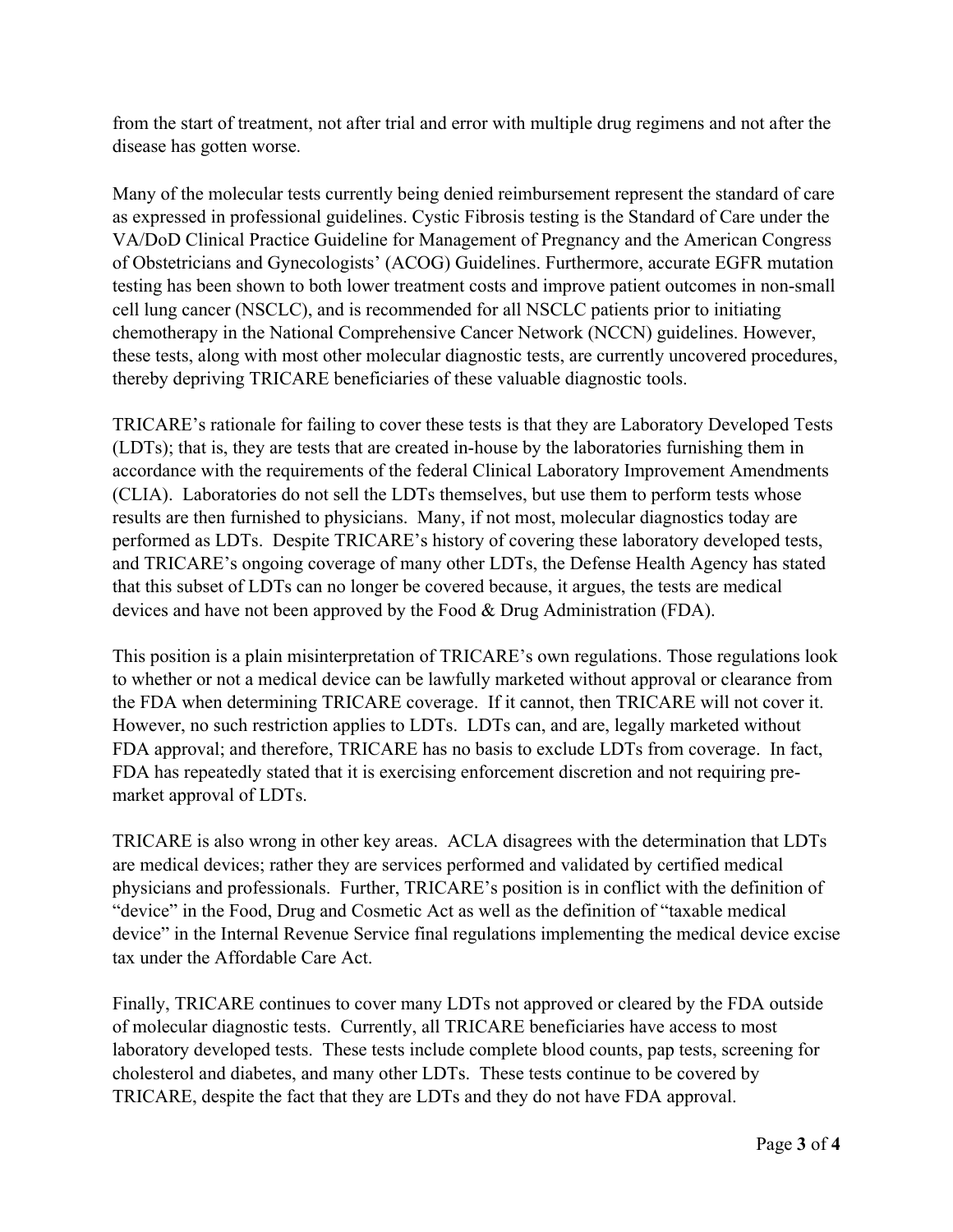from the start of treatment, not after trial and error with multiple drug regimens and not after the disease has gotten worse.

Many of the molecular tests currently being denied reimbursement represent the standard of care as expressed in professional guidelines. Cystic Fibrosis testing is the Standard of Care under the VA/DoD Clinical Practice Guideline for Management of Pregnancy and the American Congress of Obstetricians and Gynecologists' (ACOG) Guidelines. Furthermore, accurate EGFR mutation testing has been shown to both lower treatment costs and improve patient outcomes in non-small cell lung cancer (NSCLC), and is recommended for all NSCLC patients prior to initiating chemotherapy in the National Comprehensive Cancer Network (NCCN) guidelines. However, these tests, along with most other molecular diagnostic tests, are currently uncovered procedures, thereby depriving TRICARE beneficiaries of these valuable diagnostic tools.

TRICARE's rationale for failing to cover these tests is that they are Laboratory Developed Tests (LDTs); that is, they are tests that are created in-house by the laboratories furnishing them in accordance with the requirements of the federal Clinical Laboratory Improvement Amendments (CLIA). Laboratories do not sell the LDTs themselves, but use them to perform tests whose results are then furnished to physicians. Many, if not most, molecular diagnostics today are performed as LDTs. Despite TRICARE's history of covering these laboratory developed tests, and TRICARE's ongoing coverage of many other LDTs, the Defense Health Agency has stated that this subset of LDTs can no longer be covered because, it argues, the tests are medical devices and have not been approved by the Food & Drug Administration (FDA).

This position is a plain misinterpretation of TRICARE's own regulations. Those regulations look to whether or not a medical device can be lawfully marketed without approval or clearance from the FDA when determining TRICARE coverage. If it cannot, then TRICARE will not cover it. However, no such restriction applies to LDTs. LDTs can, and are, legally marketed without FDA approval; and therefore, TRICARE has no basis to exclude LDTs from coverage. In fact, FDA has repeatedly stated that it is exercising enforcement discretion and not requiring pre-market approval of LDTs.

TRICARE is also wrong in other key areas. ACLA disagrees with the determination that LDTs are medical devices; rather they are services performed and validated by certified medical physicians and professionals. Further, TRICARE's position is in conflict with the definition of "device" in the Food, Drug and Cosmetic Act as well as the definition of "taxable medical device" in the Internal Revenue Service final regulations implementing the medical device excise tax under the Affordable Care Act.

Finally, TRICARE continues to cover many LDTs not approved or cleared by the FDA outside of molecular diagnostic tests. Currently, all TRICARE beneficiaries have access to most laboratory developed tests. These tests include complete blood counts, pap tests, screening for cholesterol and diabetes, and many other LDTs. These tests continue to be covered by TRICARE, despite the fact that they are LDTs and they do not have FDA approval.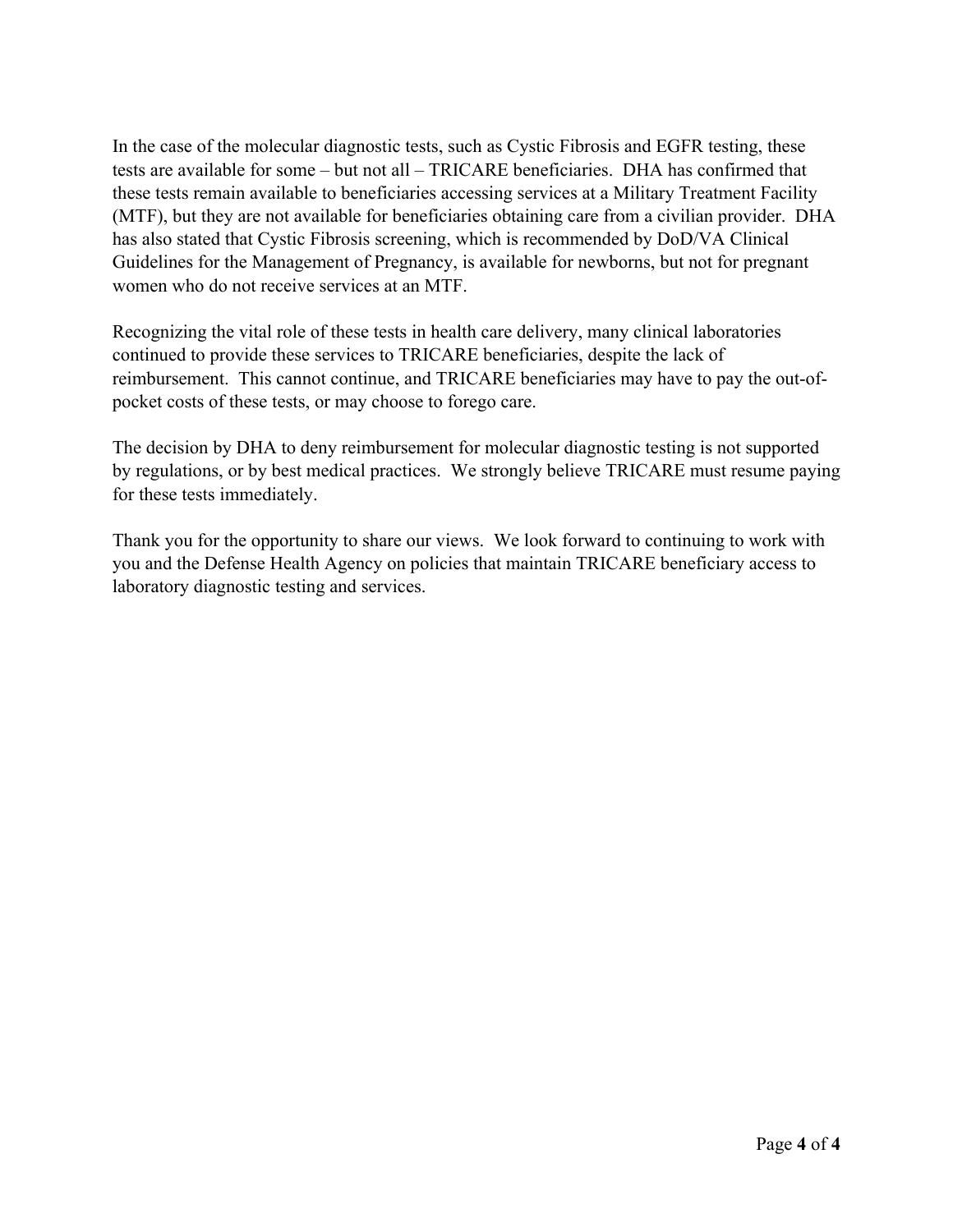In the case of the molecular diagnostic tests, such as Cystic Fibrosis and EGFR testing, these tests are available for some – but not all – TRICARE beneficiaries. DHA has confirmed that these tests remain available to beneficiaries accessing services at a Military Treatment Facility (MTF), but they are not available for beneficiaries obtaining care from a civilian provider. DHA has also stated that Cystic Fibrosis screening, which is recommended by DoD/VA Clinical Guidelines for the Management of Pregnancy, is available for newborns, but not for pregnant women who do not receive services at an MTF.

Recognizing the vital role of these tests in health care delivery, many clinical laboratories continued to provide these services to TRICARE beneficiaries, despite the lack of reimbursement. This cannot continue, and TRICARE beneficiaries may have to pay the out-of-pocket costs of these tests, or may choose to forego care.

The decision by DHA to deny reimbursement for molecular diagnostic testing is not supported by regulations, or by best medical practices. We strongly believe TRICARE must resume paying for these tests immediately.

Thank you for the opportunity to share our views. We look forward to continuing to work with you and the Defense Health Agency on policies that maintain TRICARE beneficiary access to laboratory diagnostic testing and services.